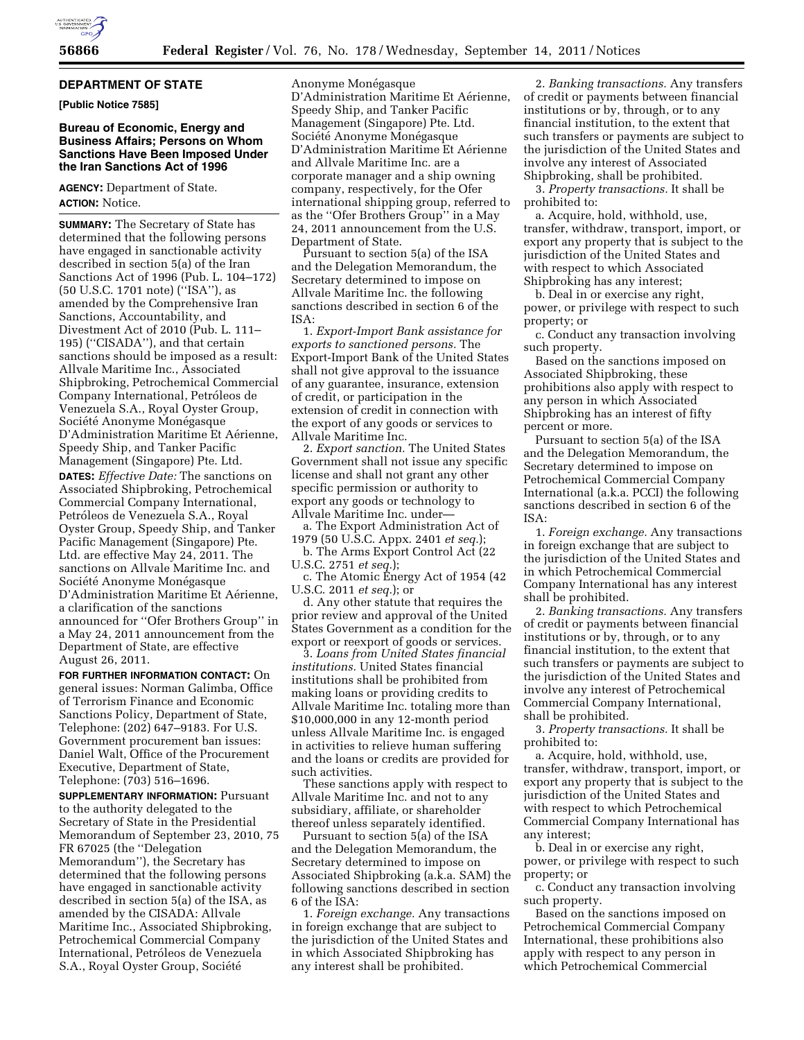## DEPARTMENT OF STATE

**[Public Notice 7585]**

### Bureau of Economic, Energy and Business Affairs; Persons on Whom Sanctions Have Been Imposed Under the Iran Sanctions Act of 1996

**AGENCY:** Department of State.

**ACTION:** Notice.

**SUMMARY:** The Secretary of State has determined that the following persons have engaged in sanctionable activity described in section 5(a) of the Iran Sanctions Act of 1996 (Pub. L. 104–172) (50 U.S.C. 1701 note) (''ISA''), as amended by the Comprehensive Iran Sanctions, Accountability, and Divestment Act of 2010 (Pub. L. 111–195) (''CISADA''), and that certain sanctions should be imposed as a result: Allvale Maritime Inc., Associated Shipbroking, Petrochemical Commercial Company International, Petróleos de Venezuela S.A., Royal Oyster Group, Société Anonyme Monégasque D'Administration Maritime Et Aérienne, Speedy Ship, and Tanker Pacific Management (Singapore) Pte. Ltd.

**DATES:** *Effective Date:* The sanctions on Associated Shipbroking, Petrochemical Commercial Company International, Petróleos de Venezuela S.A., Royal Oyster Group, Speedy Ship, and Tanker Pacific Management (Singapore) Pte. Ltd. are effective May 24, 2011. The sanctions on Allvale Maritime Inc. and Société Anonyme Monégasque D'Administration Maritime Et Aérienne, a clarification of the sanctions announced for ''Ofer Brothers Group'' in a May 24, 2011 announcement from the Department of State, are effective August 26, 2011.

**FOR FURTHER INFORMATION CONTACT:** On general issues: Norman Galimba, Office of Terrorism Finance and Economic Sanctions Policy, Department of State, Telephone: (202) 647–9183. For U.S. Government procurement ban issues: Daniel Walt, Office of the Procurement Executive, Department of State, Telephone: (703) 516–1696.

**SUPPLEMENTARY INFORMATION:** Pursuant to the authority delegated to the Secretary of State in the Presidential Memorandum of September 23, 2010, 75 FR 67025 (the ''Delegation Memorandum''), the Secretary has determined that the following persons have engaged in sanctionable activity described in section 5(a) of the ISA, as amended by the CISADA: Allvale Maritime Inc., Associated Shipbroking, Petrochemical Commercial Company International, Petróleos de Venezuela S.A., Royal Oyster Group, Société Anonyme Monégasque D'Administration Maritime Et Aérienne, Speedy Ship, and Tanker Pacific Management (Singapore) Pte. Ltd. Société Anonyme Monégasque D'Administration Maritime Et Aérienne and Allvale Maritime Inc. are a corporate manager and a ship owning company, respectively, for the Ofer international shipping group, referred to as the ''Ofer Brothers Group'' in a May 24, 2011 announcement from the U.S. Department of State.

Pursuant to section 5(a) of the ISA and the Delegation Memorandum, the Secretary determined to impose on Allvale Maritime Inc. the following sanctions described in section 6 of the ISA:

1. *Export-Import Bank assistance for exports to sanctioned persons.* The Export-Import Bank of the United States shall not give approval to the issuance of any guarantee, insurance, extension of credit, or participation in the extension of credit in connection with the export of any goods or services to Allvale Maritime Inc.

2. *Export sanction.* The United States Government shall not issue any specific license and shall not grant any other specific permission or authority to export any goods or technology to Allvale Maritime Inc. under—

a. The Export Administration Act of 1979 (50 U.S.C. Appx. 2401 *et seq.*);

b. The Arms Export Control Act (22 U.S.C. 2751 *et seq.*);

c. The Atomic Energy Act of 1954 (42 U.S.C. 2011 *et seq.*); or

d. Any other statute that requires the prior review and approval of the United States Government as a condition for the export or reexport of goods or services.

3. *Loans from United States financial institutions.* United States financial institutions shall be prohibited from making loans or providing credits to Allvale Maritime Inc. totaling more than $10,000,000 in any 12-month period unless Allvale Maritime Inc. is engaged in activities to relieve human suffering and the loans or credits are provided for such activities.

These sanctions apply with respect to Allvale Maritime Inc. and not to any subsidiary, affiliate, or shareholder thereof unless separately identified.

Pursuant to section 5(a) of the ISA and the Delegation Memorandum, the Secretary determined to impose on Associated Shipbroking (a.k.a. SAM) the following sanctions described in section 6 of the ISA:

1. *Foreign exchange.* Any transactions in foreign exchange that are subject to the jurisdiction of the United States and in which Associated Shipbroking has any interest shall be prohibited.

2. *Banking transactions.* Any transfers of credit or payments between financial institutions or by, through, or to any financial institution, to the extent that such transfers or payments are subject to the jurisdiction of the United States and involve any interest of Associated Shipbroking, shall be prohibited.

3. *Property transactions.* It shall be prohibited to:

a. Acquire, hold, withhold, use, transfer, withdraw, transport, import, or export any property that is subject to the jurisdiction of the United States and with respect to which Associated Shipbroking has any interest;

b. Deal in or exercise any right, power, or privilege with respect to such property; or

c. Conduct any transaction involving such property.

Based on the sanctions imposed on Associated Shipbroking, these prohibitions also apply with respect to any person in which Associated Shipbroking has an interest of fifty percent or more.

Pursuant to section 5(a) of the ISA and the Delegation Memorandum, the Secretary determined to impose on Petrochemical Commercial Company International (a.k.a. PCCI) the following sanctions described in section 6 of the ISA:

1. *Foreign exchange.* Any transactions in foreign exchange that are subject to the jurisdiction of the United States and in which Petrochemical Commercial Company International has any interest shall be prohibited.

2. *Banking transactions.* Any transfers of credit or payments between financial institutions or by, through, or to any financial institution, to the extent that such transfers or payments are subject to the jurisdiction of the United States and involve any interest of Petrochemical Commercial Company International, shall be prohibited.

3. *Property transactions.* It shall be prohibited to:

a. Acquire, hold, withhold, use, transfer, withdraw, transport, import, or export any property that is subject to the jurisdiction of the United States and with respect to which Petrochemical Commercial Company International has any interest;

b. Deal in or exercise any right, power, or privilege with respect to such property; or

c. Conduct any transaction involving such property.

Based on the sanctions imposed on Petrochemical Commercial Company International, these prohibitions also apply with respect to any person in which Petrochemical Commercial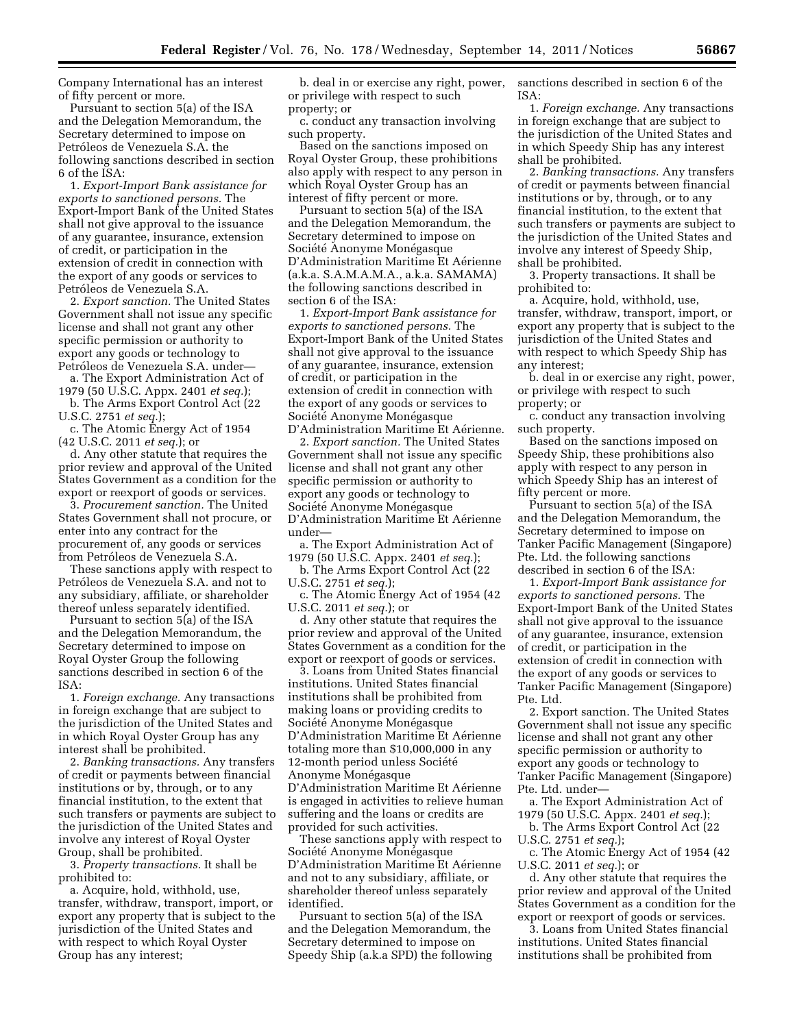Company International has an interest of fifty percent or more.

Pursuant to section 5(a) of the ISA and the Delegation Memorandum, the Secretary determined to impose on Petróleos de Venezuela S.A. the following sanctions described in section 6 of the ISA:

1. *Export-Import Bank assistance for exports to sanctioned persons.* The Export-Import Bank of the United States shall not give approval to the issuance of any guarantee, insurance, extension of credit, or participation in the extension of credit in connection with the export of any goods or services to Petróleos de Venezuela S.A.

2. *Export sanction.* The United States Government shall not issue any specific license and shall not grant any other specific permission or authority to export any goods or technology to Petróleos de Venezuela S.A. under—

a. The Export Administration Act of 1979 (50 U.S.C. Appx. 2401 *et seq.*);

b. The Arms Export Control Act (22 U.S.C. 2751 *et seq.*);

c. The Atomic Energy Act of 1954 (42 U.S.C. 2011 *et seq.*); or

d. Any other statute that requires the prior review and approval of the United States Government as a condition for the export or reexport of goods or services.

3. *Procurement sanction.* The United States Government shall not procure, or enter into any contract for the procurement of, any goods or services from Petróleos de Venezuela S.A.

These sanctions apply with respect to Petróleos de Venezuela S.A. and not to any subsidiary, affiliate, or shareholder thereof unless separately identified.

Pursuant to section 5(a) of the ISA and the Delegation Memorandum, the Secretary determined to impose on Royal Oyster Group the following sanctions described in section 6 of the ISA:

1. *Foreign exchange.* Any transactions in foreign exchange that are subject to the jurisdiction of the United States and in which Royal Oyster Group has any interest shall be prohibited.

2. *Banking transactions.* Any transfers of credit or payments between financial institutions or by, through, or to any financial institution, to the extent that such transfers or payments are subject to the jurisdiction of the United States and involve any interest of Royal Oyster Group, shall be prohibited.

3. *Property transactions.* It shall be prohibited to:

a. Acquire, hold, withhold, use, transfer, withdraw, transport, import, or export any property that is subject to the jurisdiction of the United States and with respect to which Royal Oyster Group has any interest;

b. deal in or exercise any right, power, or privilege with respect to such property; or

c. conduct any transaction involving such property.

Based on the sanctions imposed on Royal Oyster Group, these prohibitions also apply with respect to any person in which Royal Oyster Group has an interest of fifty percent or more.

Pursuant to section 5(a) of the ISA and the Delegation Memorandum, the Secretary determined to impose on Société Anonyme Monégasque D'Administration Maritime Et Aérienne (a.k.a. S.A.M.A.M.A., a.k.a. SAMAMA) the following sanctions described in section 6 of the ISA:

1. *Export-Import Bank assistance for exports to sanctioned persons.* The Export-Import Bank of the United States shall not give approval to the issuance of any guarantee, insurance, extension of credit, or participation in the extension of credit in connection with the export of any goods or services to Société Anonyme Monégasque D'Administration Maritime Et Aérienne.

2. *Export sanction.* The United States Government shall not issue any specific license and shall not grant any other specific permission or authority to export any goods or technology to Société Anonyme Monégasque D'Administration Maritime Et Aérienne under—

a. The Export Administration Act of 1979 (50 U.S.C. Appx. 2401 *et seq.*);

b. The Arms Export Control Act (22 U.S.C. 2751 *et seq.*);

c. The Atomic Energy Act of 1954 (42 U.S.C. 2011 *et seq.*); or

d. Any other statute that requires the prior review and approval of the United States Government as a condition for the export or reexport of goods or services.

3. Loans from United States financial institutions. United States financial institutions shall be prohibited from making loans or providing credits to Société Anonyme Monégasque D'Administration Maritime Et Aérienne totaling more than $10,000,000 in any 12-month period unless Société Anonyme Monégasque D'Administration Maritime Et Aérienne is engaged in activities to relieve human suffering and the loans or credits are provided for such activities.

These sanctions apply with respect to Société Anonyme Monégasque D'Administration Maritime Et Aérienne and not to any subsidiary, affiliate, or shareholder thereof unless separately identified.

Pursuant to section 5(a) of the ISA and the Delegation Memorandum, the Secretary determined to impose on Speedy Ship (a.k.a SPD) the following sanctions described in section 6 of the ISA:

1. *Foreign exchange.* Any transactions in foreign exchange that are subject to the jurisdiction of the United States and in which Speedy Ship has any interest shall be prohibited.

2. *Banking transactions.* Any transfers of credit or payments between financial institutions or by, through, or to any financial institution, to the extent that such transfers or payments are subject to the jurisdiction of the United States and involve any interest of Speedy Ship, shall be prohibited.

3. Property transactions. It shall be prohibited to:

a. Acquire, hold, withhold, use, transfer, withdraw, transport, import, or export any property that is subject to the jurisdiction of the United States and with respect to which Speedy Ship has any interest;

b. deal in or exercise any right, power, or privilege with respect to such property; or

c. conduct any transaction involving such property.

Based on the sanctions imposed on Speedy Ship, these prohibitions also apply with respect to any person in which Speedy Ship has an interest of fifty percent or more.

Pursuant to section 5(a) of the ISA and the Delegation Memorandum, the Secretary determined to impose on Tanker Pacific Management (Singapore) Pte. Ltd. the following sanctions described in section 6 of the ISA:

1. *Export-Import Bank assistance for exports to sanctioned persons.* The Export-Import Bank of the United States shall not give approval to the issuance of any guarantee, insurance, extension of credit, or participation in the extension of credit in connection with the export of any goods or services to Tanker Pacific Management (Singapore) Pte. Ltd.

2. Export sanction. The United States Government shall not issue any specific license and shall not grant any other specific permission or authority to export any goods or technology to Tanker Pacific Management (Singapore) Pte. Ltd. under—

a. The Export Administration Act of 1979 (50 U.S.C. Appx. 2401 *et seq.*);

b. The Arms Export Control Act (22 U.S.C. 2751 *et seq.*);

c. The Atomic Energy Act of 1954 (42 U.S.C. 2011 *et seq.*); or

d. Any other statute that requires the prior review and approval of the United States Government as a condition for the export or reexport of goods or services.

3. Loans from United States financial institutions. United States financial institutions shall be prohibited from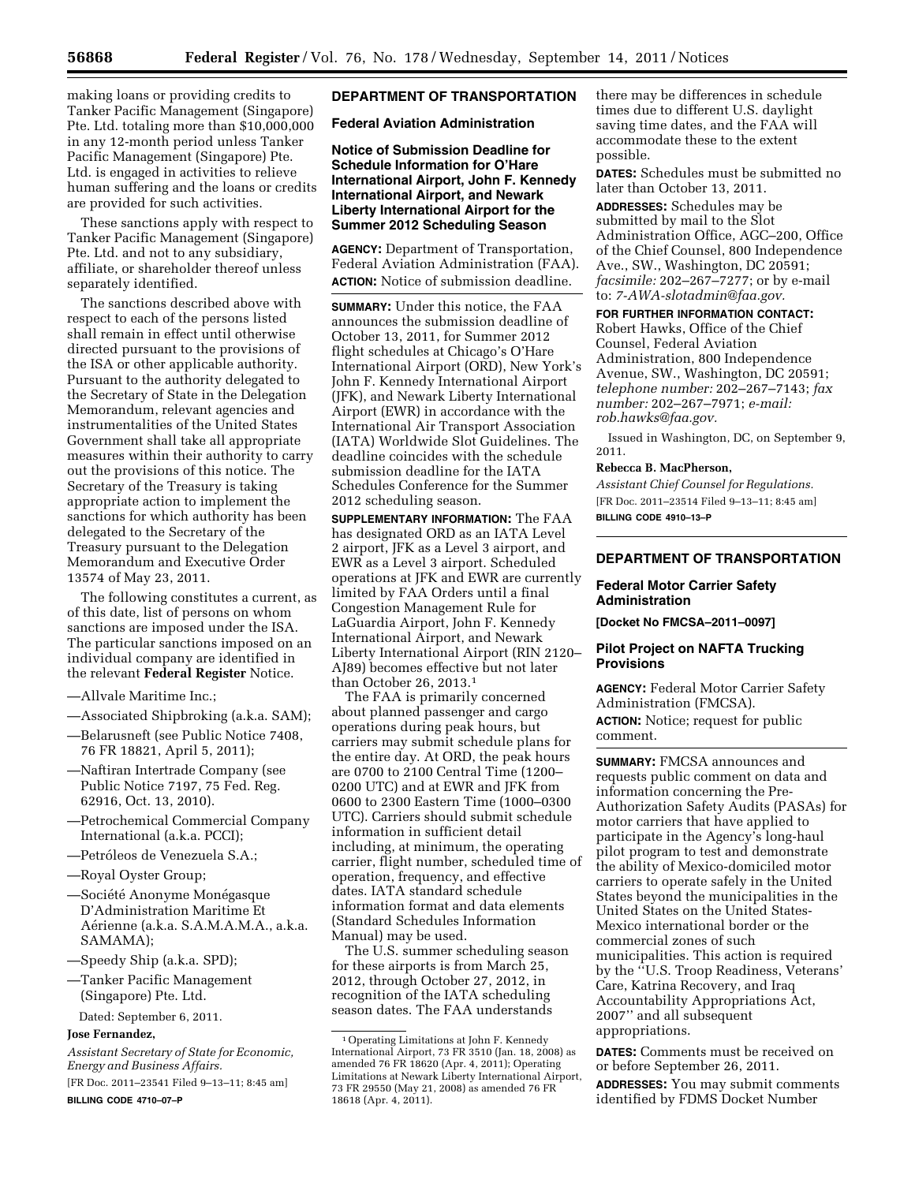making loans or providing credits to Tanker Pacific Management (Singapore) Pte. Ltd. totaling more than $10,000,000 in any 12-month period unless Tanker Pacific Management (Singapore) Pte. Ltd. is engaged in activities to relieve human suffering and the loans or credits are provided for such activities.

These sanctions apply with respect to Tanker Pacific Management (Singapore) Pte. Ltd. and not to any subsidiary, affiliate, or shareholder thereof unless separately identified.

The sanctions described above with respect to each of the persons listed shall remain in effect until otherwise directed pursuant to the provisions of the ISA or other applicable authority. Pursuant to the authority delegated to the Secretary of State in the Delegation Memorandum, relevant agencies and instrumentalities of the United States Government shall take all appropriate measures within their authority to carry out the provisions of this notice. The Secretary of the Treasury is taking appropriate action to implement the sanctions for which authority has been delegated to the Secretary of the Treasury pursuant to the Delegation Memorandum and Executive Order 13574 of May 23, 2011.

The following constitutes a current, as of this date, list of persons on whom sanctions are imposed under the ISA. The particular sanctions imposed on an individual company are identified in the relevant **Federal Register** Notice.

—Allvale Maritime Inc.;

—Associated Shipbroking (a.k.a. SAM);

—Belarusneft (see Public Notice 7408, 76 FR 18821, April 5, 2011);

—Naftiran Intertrade Company (see Public Notice 7197, 75 Fed. Reg. 62916, Oct. 13, 2010).

—Petrochemical Commercial Company International (a.k.a. PCCI);

—Petróleos de Venezuela S.A.;

—Royal Oyster Group;

—Société Anonyme Monégasque D'Administration Maritime Et Aérienne (a.k.a. S.A.M.A.M.A., a.k.a. SAMAMA);

—Speedy Ship (a.k.a. SPD);

—Tanker Pacific Management (Singapore) Pte. Ltd.

Dated: September 6, 2011.

**Jose Fernandez,**

*Assistant Secretary of State for Economic, Energy and Business Affairs.*

[FR Doc. 2011–23541 Filed 9–13–11; 8:45 am]

**BILLING CODE 4710–07–P**

## DEPARTMENT OF TRANSPORTATION

### Federal Aviation Administration

### Notice of Submission Deadline for Schedule Information for O'Hare International Airport, John F. Kennedy International Airport, and Newark Liberty International Airport for the Summer 2012 Scheduling Season

**AGENCY:** Department of Transportation, Federal Aviation Administration (FAA).

**ACTION:** Notice of submission deadline.

**SUMMARY:** Under this notice, the FAA announces the submission deadline of October 13, 2011, for Summer 2012 flight schedules at Chicago's O'Hare International Airport (ORD), New York's John F. Kennedy International Airport (JFK), and Newark Liberty International Airport (EWR) in accordance with the International Air Transport Association (IATA) Worldwide Slot Guidelines. The deadline coincides with the schedule submission deadline for the IATA Schedules Conference for the Summer 2012 scheduling season.

**SUPPLEMENTARY INFORMATION:** The FAA has designated ORD as an IATA Level 2 airport, JFK as a Level 3 airport, and EWR as a Level 3 airport. Scheduled operations at JFK and EWR are currently limited by FAA Orders until a final Congestion Management Rule for LaGuardia Airport, John F. Kennedy International Airport, and Newark Liberty International Airport (RIN 2120–AJ89) becomes effective but not later than October 26, 2013.[1]

The FAA is primarily concerned about planned passenger and cargo operations during peak hours, but carriers may submit schedule plans for the entire day. At ORD, the peak hours are 0700 to 2100 Central Time (1200–0200 UTC) and at EWR and JFK from 0600 to 2300 Eastern Time (1000–0300 UTC). Carriers should submit schedule information in sufficient detail including, at minimum, the operating carrier, flight number, scheduled time of operation, frequency, and effective dates. IATA standard schedule information format and data elements (Standard Schedules Information Manual) may be used.

The U.S. summer scheduling season for these airports is from March 25, 2012, through October 27, 2012, in recognition of the IATA scheduling season dates. The FAA understands there may be differences in schedule times due to different U.S. daylight saving time dates, and the FAA will accommodate these to the extent possible.

[1] Operating Limitations at John F. Kennedy International Airport, 73 FR 3510 (Jan. 18, 2008) as amended 76 FR 18620 (Apr. 4, 2011); Operating Limitations at Newark Liberty International Airport, 73 FR 29550 (May 21, 2008) as amended 76 FR 18618 (Apr. 4, 2011).

**DATES:** Schedules must be submitted no later than October 13, 2011.

**ADDRESSES:** Schedules may be submitted by mail to the Slot Administration Office, AGC–200, Office of the Chief Counsel, 800 Independence Ave., SW., Washington, DC 20591; *facsimile:* 202–267–7277; or by e-mail to: *7-AWA-slotadmin@faa.gov.*

**FOR FURTHER INFORMATION CONTACT:** Robert Hawks, Office of the Chief Counsel, Federal Aviation Administration, 800 Independence Avenue, SW., Washington, DC 20591; *telephone number:* 202–267–7143; *fax number:* 202–267–7971; *e-mail: rob.hawks@faa.gov.*

Issued in Washington, DC, on September 9, 2011.

**Rebecca B. MacPherson,**

*Assistant Chief Counsel for Regulations.*

[FR Doc. 2011–23514 Filed 9–13–11; 8:45 am]

**BILLING CODE 4910–13–P**

## DEPARTMENT OF TRANSPORTATION

### Federal Motor Carrier Safety Administration

**[Docket No FMCSA–2011–0097]**

### Pilot Project on NAFTA Trucking Provisions

**AGENCY:** Federal Motor Carrier Safety Administration (FMCSA).

**ACTION:** Notice; request for public comment.

**SUMMARY:** FMCSA announces and requests public comment on data and information concerning the Pre-Authorization Safety Audits (PASAs) for motor carriers that have applied to participate in the Agency's long-haul pilot program to test and demonstrate the ability of Mexico-domiciled motor carriers to operate safely in the United States beyond the municipalities in the United States on the United States-Mexico international border or the commercial zones of such municipalities. This action is required by the ''U.S. Troop Readiness, Veterans' Care, Katrina Recovery, and Iraq Accountability Appropriations Act, 2007'' and all subsequent appropriations.

**DATES:** Comments must be received on or before September 26, 2011.

**ADDRESSES:** You may submit comments identified by FDMS Docket Number